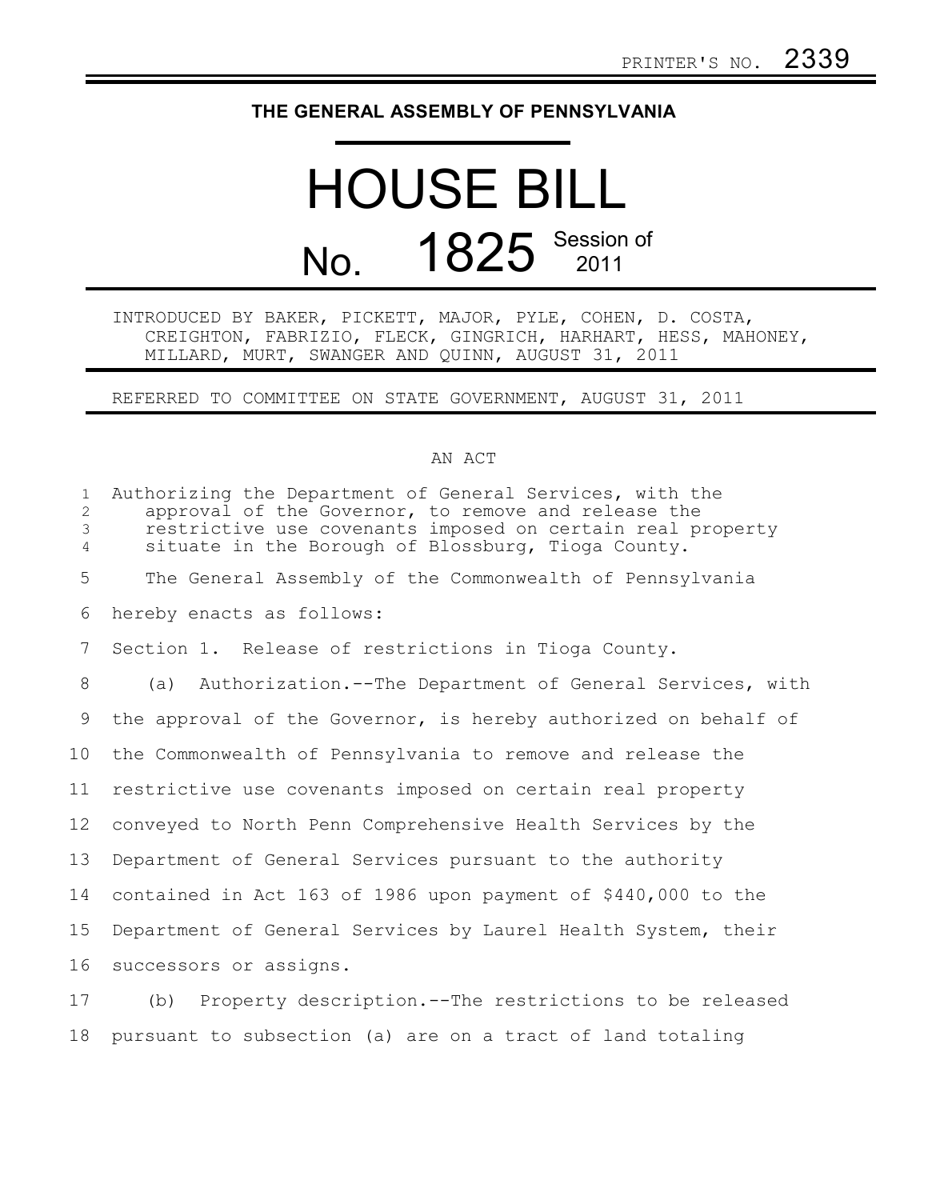PRINTER'S NO. 2339

# THE GENERAL ASSEMBLY OF PENNSYLVANIA

# HOUSE BILL

## No. 1825 Session of 2011

INTRODUCED BY BAKER, PICKETT, MAJOR, PYLE, COHEN, D. COSTA, CREIGHTON, FABRIZIO, FLECK, GINGRICH, HARHART, HESS, MAHONEY, MILLARD, MURT, SWANGER AND QUINN, AUGUST 31, 2011

REFERRED TO COMMITTEE ON STATE GOVERNMENT, AUGUST 31, 2011

AN ACT

Authorizing the Department of General Services, with the approval of the Governor, to remove and release the restrictive use covenants imposed on certain real property situate in the Borough of Blossburg, Tioga County.

The General Assembly of the Commonwealth of Pennsylvania hereby enacts as follows:

Section 1. Release of restrictions in Tioga County.

(a) Authorization.--The Department of General Services, with the approval of the Governor, is hereby authorized on behalf of the Commonwealth of Pennsylvania to remove and release the restrictive use covenants imposed on certain real property conveyed to North Penn Comprehensive Health Services by the Department of General Services pursuant to the authority contained in Act 163 of 1986 upon payment of $440,000 to the Department of General Services by Laurel Health System, their successors or assigns.

(b) Property description.--The restrictions to be released pursuant to subsection (a) are on a tract of land totaling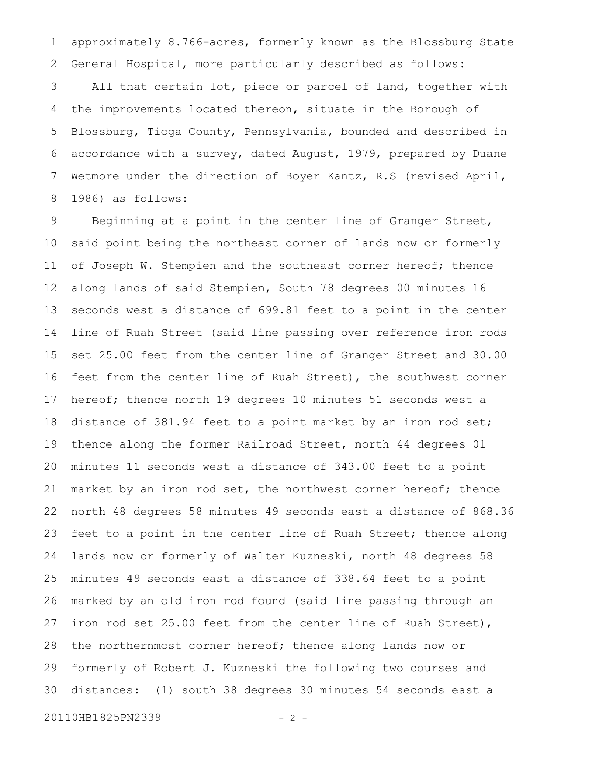approximately 8.766-acres, formerly known as the Blossburg State General Hospital, more particularly described as follows:

All that certain lot, piece or parcel of land, together with the improvements located thereon, situate in the Borough of Blossburg, Tioga County, Pennsylvania, bounded and described in accordance with a survey, dated August, 1979, prepared by Duane Wetmore under the direction of Boyer Kantz, R.S (revised April, 1986) as follows:

Beginning at a point in the center line of Granger Street, said point being the northeast corner of lands now or formerly of Joseph W. Stempien and the southeast corner hereof; thence along lands of said Stempien, South 78 degrees 00 minutes 16 seconds west a distance of 699.81 feet to a point in the center line of Ruah Street (said line passing over reference iron rods set 25.00 feet from the center line of Granger Street and 30.00 feet from the center line of Ruah Street), the southwest corner hereof; thence north 19 degrees 10 minutes 51 seconds west a distance of 381.94 feet to a point market by an iron rod set; thence along the former Railroad Street, north 44 degrees 01 minutes 11 seconds west a distance of 343.00 feet to a point market by an iron rod set, the northwest corner hereof; thence north 48 degrees 58 minutes 49 seconds east a distance of 868.36 feet to a point in the center line of Ruah Street; thence along lands now or formerly of Walter Kuzneski, north 48 degrees 58 minutes 49 seconds east a distance of 338.64 feet to a point marked by an old iron rod found (said line passing through an iron rod set 25.00 feet from the center line of Ruah Street), the northernmost corner hereof; thence along lands now or formerly of Robert J. Kuzneski the following two courses and distances: (1) south 38 degrees 30 minutes 54 seconds east a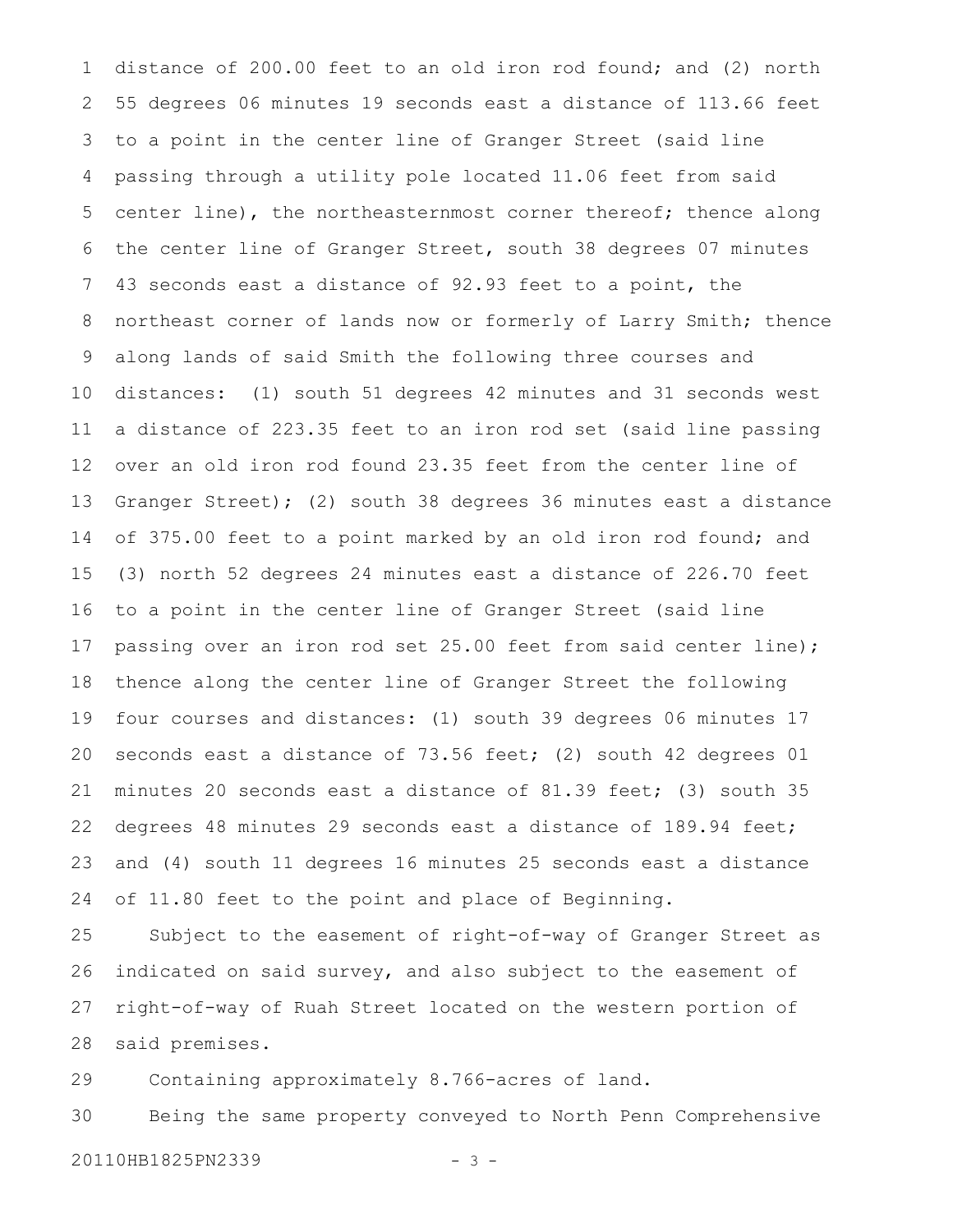distance of 200.00 feet to an old iron rod found; and (2) north 55 degrees 06 minutes 19 seconds east a distance of 113.66 feet to a point in the center line of Granger Street (said line passing through a utility pole located 11.06 feet from said center line), the northeasternmost corner thereof; thence along the center line of Granger Street, south 38 degrees 07 minutes 43 seconds east a distance of 92.93 feet to a point, the northeast corner of lands now or formerly of Larry Smith; thence along lands of said Smith the following three courses and distances: (1) south 51 degrees 42 minutes and 31 seconds west a distance of 223.35 feet to an iron rod set (said line passing over an old iron rod found 23.35 feet from the center line of Granger Street); (2) south 38 degrees 36 minutes east a distance of 375.00 feet to a point marked by an old iron rod found; and (3) north 52 degrees 24 minutes east a distance of 226.70 feet to a point in the center line of Granger Street (said line passing over an iron rod set 25.00 feet from said center line); thence along the center line of Granger Street the following four courses and distances: (1) south 39 degrees 06 minutes 17 seconds east a distance of 73.56 feet; (2) south 42 degrees 01 minutes 20 seconds east a distance of 81.39 feet; (3) south 35 degrees 48 minutes 29 seconds east a distance of 189.94 feet; and (4) south 11 degrees 16 minutes 25 seconds east a distance of 11.80 feet to the point and place of Beginning.

Subject to the easement of right-of-way of Granger Street as indicated on said survey, and also subject to the easement of right-of-way of Ruah Street located on the western portion of said premises.

Containing approximately 8.766-acres of land.

Being the same property conveyed to North Penn Comprehensive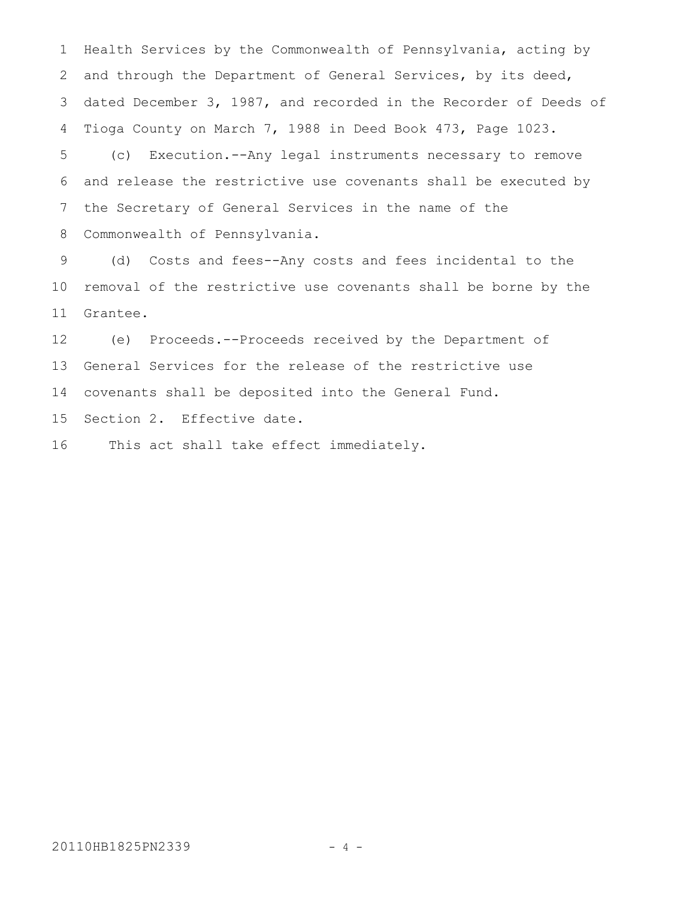Health Services by the Commonwealth of Pennsylvania, acting by and through the Department of General Services, by its deed, dated December 3, 1987, and recorded in the Recorder of Deeds of Tioga County on March 7, 1988 in Deed Book 473, Page 1023.

(c) Execution.--Any legal instruments necessary to remove and release the restrictive use covenants shall be executed by the Secretary of General Services in the name of the Commonwealth of Pennsylvania.

(d) Costs and fees--Any costs and fees incidental to the removal of the restrictive use covenants shall be borne by the Grantee.

(e) Proceeds.--Proceeds received by the Department of General Services for the release of the restrictive use covenants shall be deposited into the General Fund.

Section 2. Effective date.

This act shall take effect immediately.